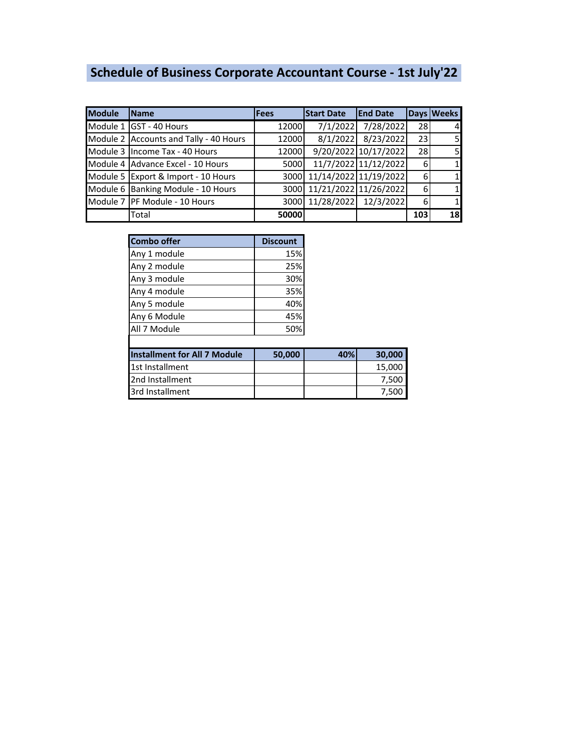# Schedule of Business Corporate Accountant Course - 1st July'22

| Module | Name | Fees | Start Date | End Date | Days | Weeks |
|---|---|---|---|---|---|---|
| Module 1 | GST - 40 Hours | 12000 | 7/1/2022 | 7/28/2022 | 28 | 4 |
| Module 2 | Accounts and Tally - 40 Hours | 12000 | 8/1/2022 | 8/23/2022 | 23 | 5 |
| Module 3 | Income Tax - 40 Hours | 12000 | 9/20/2022 | 10/17/2022 | 28 | 5 |
| Module 4 | Advance Excel - 10 Hours | 5000 | 11/7/2022 | 11/12/2022 | 6 | 1 |
| Module 5 | Export & Import - 10 Hours | 3000 | 11/14/2022 | 11/19/2022 | 6 | 1 |
| Module 6 | Banking Module - 10 Hours | 3000 | 11/21/2022 | 11/26/2022 | 6 | 1 |
| Module 7 | PF Module - 10 Hours | 3000 | 11/28/2022 | 12/3/2022 | 6 | 1 |
| | Total | **50000** | | | **103** | **18** |

| Combo offer | Discount |
|---|---|
| Any 1 module | 15% |
| Any 2 module | 25% |
| Any 3 module | 30% |
| Any 4 module | 35% |
| Any 5 module | 40% |
| Any 6 Module | 45% |
| All 7 Module | 50% |

| Installment for All 7 Module | 50,000 | 40% | 30,000 |
|---|---|---|---|
| 1st Installment | | | 15,000 |
| 2nd Installment | | | 7,500 |
| 3rd Installment | | | 7,500 |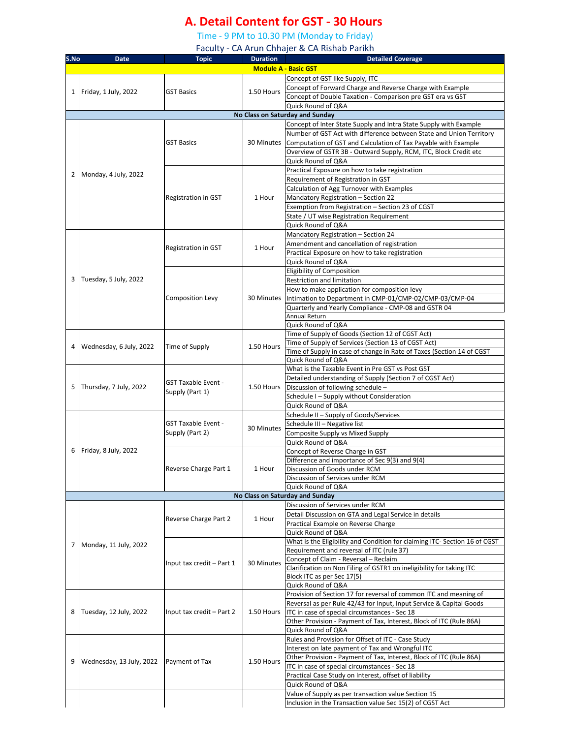# A. Detail Content for GST - 30 Hours

Time - 9 PM to 10.30 PM (Monday to Friday)

Faculty - CA Arun Chhajer & CA Rishab Parikh

| S.No | Date | Topic | Duration | Detailed Coverage |
|---|---|---|---|---|
| **Module A - Basic GST** | | | | |
| 1 | Friday, 1 July, 2022 | GST Basics | 1.50 Hours | Concept of GST like Supply, ITC |
| | | | | Concept of Forward Charge and Reverse Charge with Example |
| | | | | Concept of Double Taxation - Comparison pre GST era vs GST |
| | | | | Quick Round of Q&A |
| **No Class on Saturday and Sunday** | | | | |
| 2 | Monday, 4 July, 2022 | GST Basics | 30 Minutes | Concept of Inter State Supply and Intra State Supply with Example |
| | | | | Number of GST Act with difference between State and Union Territory |
| | | | | Computation of GST and Calculation of Tax Payable with Example |
| | | | | Overview of GSTR 3B - Outward Supply, RCM, ITC, Block Credit etc |
| | | | | Quick Round of Q&A |
| | | Registration in GST | 1 Hour | Practical Exposure on how to take registration |
| | | | | Requirement of Registration in GST |
| | | | | Calculation of Agg Turnover with Examples |
| | | | | Mandatory Registration – Section 22 |
| | | | | Exemption from Registration – Section 23 of CGST |
| | | | | State / UT wise Registration Requirement |
| | | | | Quick Round of Q&A |
| 3 | Tuesday, 5 July, 2022 | Registration in GST | 1 Hour | Mandatory Registration – Section 24 |
| | | | | Amendment and cancellation of registration |
| | | | | Practical Exposure on how to take registration |
| | | | | Quick Round of Q&A |
| | | Composition Levy | 30 Minutes | Eligibility of Composition |
| | | | | Restriction and limitation |
| | | | | How to make application for composition levy |
| | | | | Intimation to Department in CMP-01/CMP-02/CMP-03/CMP-04 |
| | | | | Quarterly and Yearly Compliance - CMP-08 and GSTR 04 |
| | | | | Annual Return |
| | | | | Quick Round of Q&A |
| 4 | Wednesday, 6 July, 2022 | Time of Supply | 1.50 Hours | Time of Supply of Goods (Section 12 of CGST Act) |
| | | | | Time of Supply of Services (Section 13 of CGST Act) |
| | | | | Time of Supply in case of change in Rate of Taxes (Section 14 of CGST |
| | | | | Quick Round of Q&A |
| 5 | Thursday, 7 July, 2022 | GST Taxable Event - Supply (Part 1) | 1.50 Hours | What is the Taxable Event in Pre GST vs Post GST |
| | | | | Detailed understanding of Supply (Section 7 of CGST Act) |
| | | | | Discussion of following schedule – |
| | | | | Schedule I – Supply without Consideration |
| | | | | Quick Round of Q&A |
| 6 | Friday, 8 July, 2022 | GST Taxable Event - Supply (Part 2) | 30 Minutes | Schedule II – Supply of Goods/Services |
| | | | | Schedule III – Negative list |
| | | | | Composite Supply vs Mixed Supply |
| | | | | Quick Round of Q&A |
| | | Reverse Charge Part 1 | 1 Hour | Concept of Reverse Charge in GST |
| | | | | Difference and importance of Sec 9(3) and 9(4) |
| | | | | Discussion of Goods under RCM |
| | | | | Discussion of Services under RCM |
| | | | | Quick Round of Q&A |
| **No Class on Saturday and Sunday** | | | | |
| 7 | Monday, 11 July, 2022 | Reverse Charge Part 2 | 1 Hour | Discussion of Services under RCM |
| | | | | Detail Discussion on GTA and Legal Service in details |
| | | | | Practical Example on Reverse Charge |
| | | | | Quick Round of Q&A |
| | | Input tax credit – Part 1 | 30 Minutes | What is the Eligibility and Condition for claiming ITC- Section 16 of CGST |
| | | | | Requirement and reversal of ITC (rule 37) |
| | | | | Concept of Claim - Reversal – Reclaim |
| | | | | Clarification on Non Filing of GSTR1 on ineligibility for taking ITC |
| | | | | Block ITC as per Sec 17(5) |
| | | | | Quick Round of Q&A |
| 8 | Tuesday, 12 July, 2022 | Input tax credit – Part 2 | 1.50 Hours | Provision of Section 17 for reversal of common ITC and meaning of |
| | | | | Reversal as per Rule 42/43 for Input, Input Service & Capital Goods |
| | | | | ITC in case of special circumstances - Sec 18 |
| | | | | Other Provision - Payment of Tax, Interest, Block of ITC (Rule 86A) |
| | | | | Quick Round of Q&A |
| 9 | Wednesday, 13 July, 2022 | Payment of Tax | 1.50 Hours | Rules and Provision for Offset of ITC - Case Study |
| | | | | Interest on late payment of Tax and Wrongful ITC |
| | | | | Other Provision - Payment of Tax, Interest, Block of ITC (Rule 86A) |
| | | | | ITC in case of special circumstances - Sec 18 |
| | | | | Practical Case Study on Interest, offset of liability |
| | | | | Quick Round of Q&A |
| | | | | Value of Supply as per transaction value Section 15 |
| | | | | Inclusion in the Transaction value Sec 15(2) of CGST Act |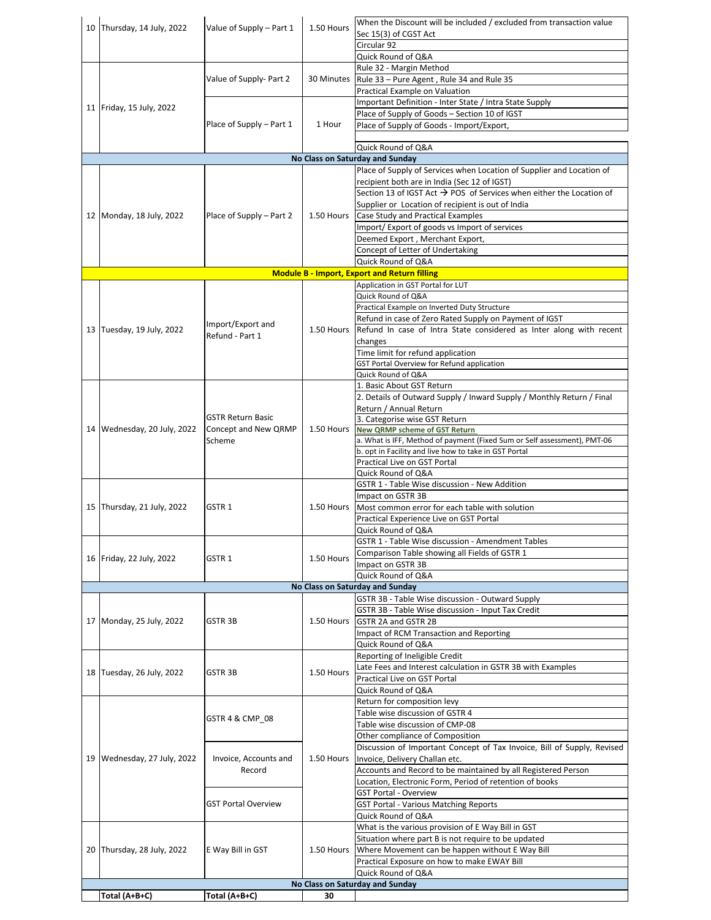| | | | | |
|---|---|---|---|---|
| 10 | Thursday, 14 July, 2022 | Value of Supply – Part 1 | 1.50 Hours | When the Discount will be included / excluded from transaction value Sec 15(3) of CGST Act |
| | | | | Circular 92 |
| | | | | Quick Round of Q&A |
| 11 | Friday, 15 July, 2022 | Value of Supply- Part 2 | 30 Minutes | Rule 32 - Margin Method |
| | | | | Rule 33 – Pure Agent , Rule 34 and Rule 35 |
| | | | | Practical Example on Valuation |
| | | Place of Supply – Part 1 | 1 Hour | Important Definition - Inter State / Intra State Supply |
| | | | | Place of Supply of Goods – Section 10 of IGST |
| | | | | Place of Supply of Goods - Import/Export, |
| | | | | Quick Round of Q&A |
| **No Class on Saturday and Sunday** | | | | |
| 12 | Monday, 18 July, 2022 | Place of Supply – Part 2 | 1.50 Hours | Place of Supply of Services when Location of Supplier and Location of recipient both are in India (Sec 12 of IGST) |
| | | | | Section 13 of IGST Act → POS of Services when either the Location of Supplier or Location of recipient is out of India |
| | | | | Case Study and Practical Examples |
| | | | | Import/ Export of goods vs Import of services |
| | | | | Deemed Export , Merchant Export, |
| | | | | Concept of Letter of Undertaking |
| | | | | Quick Round of Q&A |
| **Module B - Import, Export and Return filling** | | | | |
| 13 | Tuesday, 19 July, 2022 | Import/Export and Refund - Part 1 | 1.50 Hours | Application in GST Portal for LUT |
| | | | | Quick Round of Q&A |
| | | | | Practical Example on Inverted Duty Structure |
| | | | | Refund in case of Zero Rated Supply on Payment of IGST |
| | | | | Refund In case of Intra State considered as Inter along with recent changes |
| | | | | Time limit for refund application |
| | | | | GST Portal Overview for Refund application |
| | | | | Quick Round of Q&A |
| 14 | Wednesday, 20 July, 2022 | GSTR Return Basic Concept and New QRMP Scheme | 1.50 Hours | 1. Basic About GST Return |
| | | | | 2. Details of Outward Supply / Inward Supply / Monthly Return / Final Return / Annual Return |
| | | | | 3. Categorise wise GST Return |
| | | | | **New QRMP scheme of GST Return** |
| | | | | a. What is IFF, Method of payment (Fixed Sum or Self assessment), PMT-06 |
| | | | | b. opt in Facility and live how to take in GST Portal |
| | | | | Practical Live on GST Portal |
| | | | | Quick Round of Q&A |
| 15 | Thursday, 21 July, 2022 | GSTR 1 | 1.50 Hours | GSTR 1 - Table Wise discussion - New Addition |
| | | | | Impact on GSTR 3B |
| | | | | Most common error for each table with solution |
| | | | | Practical Experience Live on GST Portal |
| | | | | Quick Round of Q&A |
| 16 | Friday, 22 July, 2022 | GSTR 1 | 1.50 Hours | GSTR 1 - Table Wise discussion - Amendment Tables |
| | | | | Comparison Table showing all Fields of GSTR 1 |
| | | | | Impact on GSTR 3B |
| | | | | Quick Round of Q&A |
| **No Class on Saturday and Sunday** | | | | |
| 17 | Monday, 25 July, 2022 | GSTR 3B | 1.50 Hours | GSTR 3B - Table Wise discussion - Outward Supply |
| | | | | GSTR 3B - Table Wise discussion - Input Tax Credit |
| | | | | GSTR 2A and GSTR 2B |
| | | | | Impact of RCM Transaction and Reporting |
| | | | | Quick Round of Q&A |
| 18 | Tuesday, 26 July, 2022 | GSTR 3B | 1.50 Hours | Reporting of Ineligible Credit |
| | | | | Late Fees and Interest calculation in GSTR 3B with Examples |
| | | | | Practical Live on GST Portal |
| | | | | Quick Round of Q&A |
| 19 | Wednesday, 27 July, 2022 | GSTR 4 & CMP_08 | 1.50 Hours | Return for composition levy |
| | | | | Table wise discussion of GSTR 4 |
| | | | | Table wise discussion of CMP-08 |
| | | | | Other compliance of Composition |
| | | Invoice, Accounts and Record | | Discussion of Important Concept of Tax Invoice, Bill of Supply, Revised Invoice, Delivery Challan etc. |
| | | | | Accounts and Record to be maintained by all Registered Person |
| | | | | Location, Electronic Form, Period of retention of books |
| | | GST Portal Overview | | GST Portal - Overview |
| | | | | GST Portal - Various Matching Reports |
| | | | | Quick Round of Q&A |
| 20 | Thursday, 28 July, 2022 | E Way Bill in GST | 1.50 Hours | What is the various provision of E Way Bill in GST |
| | | | | Situation where part B is not require to be updated |
| | | | | Where Movement can be happen without E Way Bill |
| | | | | Practical Exposure on how to make EWAY Bill |
| | | | | Quick Round of Q&A |
| **No Class on Saturday and Sunday** | | | | |
| | **Total (A+B+C)** | **Total (A+B+C)** | **30** | |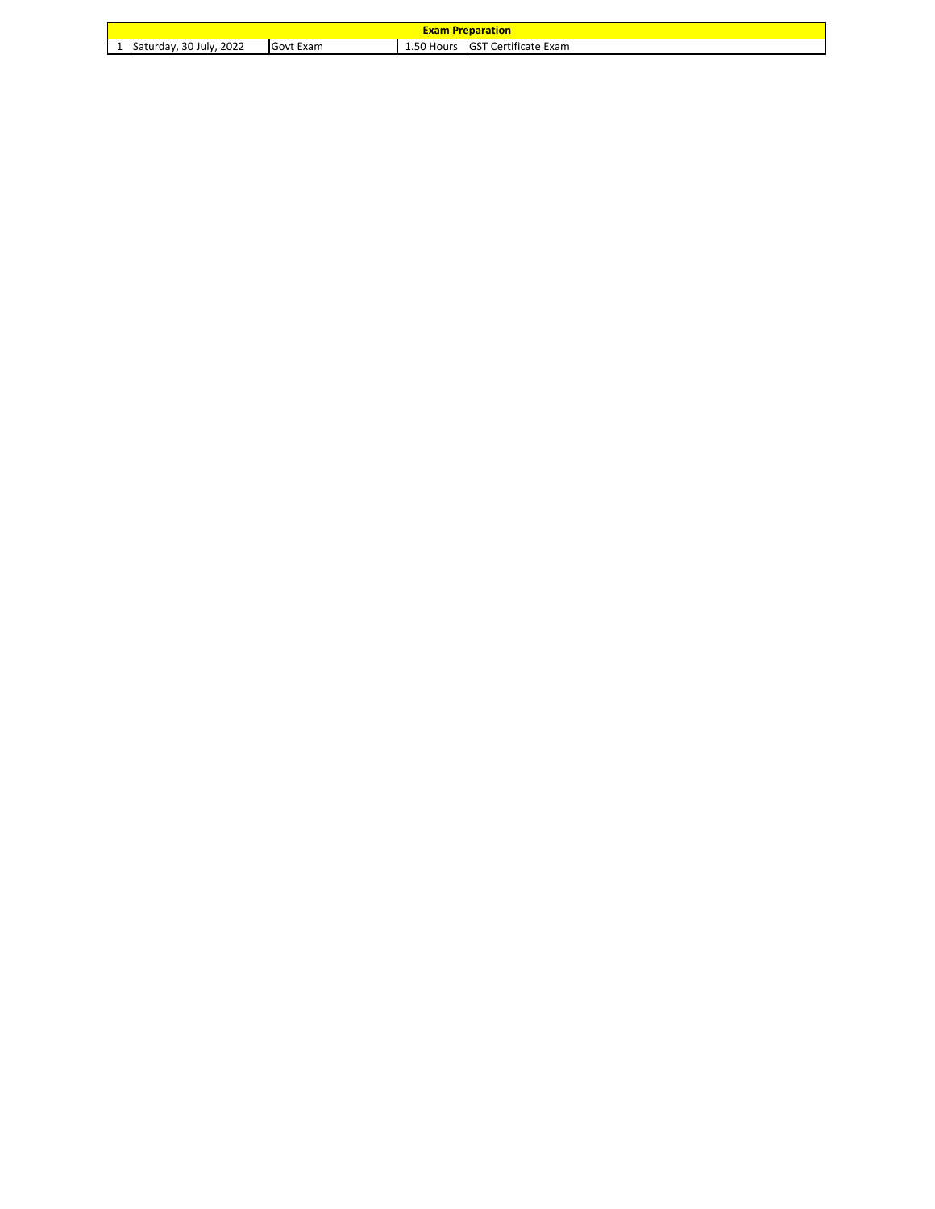| Exam Preparation | | | | |
|---|---|---|---|---|
| 1 | Saturday, 30 July, 2022 | Govt Exam | 1.50 Hours | GST Certificate Exam |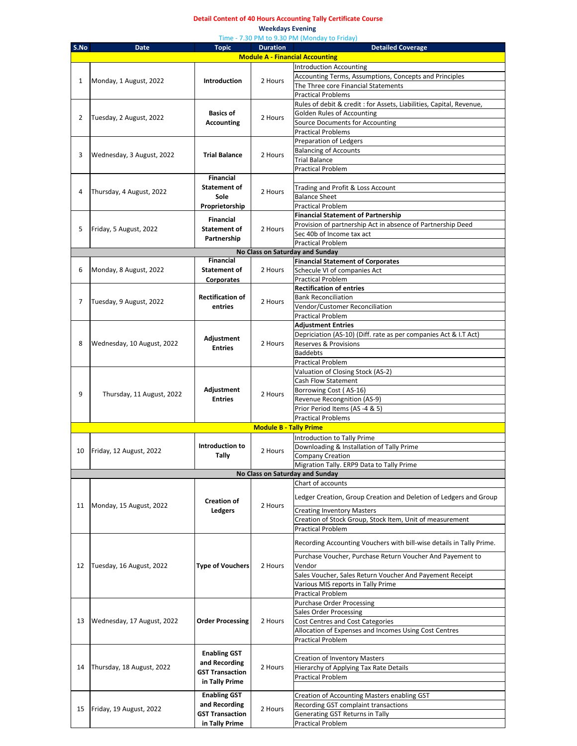**Detail Content of 40 Hours Accounting Tally Certificate Course**

**Weekdays Evening**

Time - 7.30 PM to 9.30 PM (Monday to Friday)

| S.No | Date | Topic | Duration | Detailed Coverage |
|---|---|---|---|---|
| | | **Module A - Financial Accounting** | | |
| 1 | Monday, 1 August, 2022 | **Introduction** | 2 Hours | Introduction Accounting<br>Accounting Terms, Assumptions, Concepts and Principles<br>The Three core Financial Statements<br>Practical Problems |
| 2 | Tuesday, 2 August, 2022 | **Basics of Accounting** | 2 Hours | Rules of debit & credit : for Assets, Liabilities, Capital, Revenue,<br>Golden Rules of Accounting<br>Source Documents for Accounting<br>Practical Problems |
| 3 | Wednesday, 3 August, 2022 | **Trial Balance** | 2 Hours | Preparation of Ledgers<br>Balancing of Accounts<br>Trial Balance<br>Practical Problem |
| 4 | Thursday, 4 August, 2022 | **Financial Statement of Sole Proprietorship** | 2 Hours | Trading and Profit & Loss Account<br>Balance Sheet<br>Practical Problem |
| 5 | Friday, 5 August, 2022 | **Financial Statement of Partnership** | 2 Hours | **Financial Statement of Partnership**<br>Provision of partnership Act in absence of Partnership Deed<br>Sec 40b of Income tax act<br>Practical Problem |
| | | **No Class on Saturday and Sunday** | | |
| 6 | Monday, 8 August, 2022 | **Financial Statement of Corporates** | 2 Hours | **Financial Statement of Corporates**<br>Schecule VI of companies Act<br>Practical Problem |
| 7 | Tuesday, 9 August, 2022 | **Rectification of entries** | 2 Hours | **Rectification of entries**<br>Bank Reconciliation<br>Vendor/Customer Reconciliation<br>Practical Problem |
| 8 | Wednesday, 10 August, 2022 | **Adjustment Entries** | 2 Hours | **Adjustment Entries**<br>Depriciation (AS-10) (Diff. rate as per companies Act & I.T Act)<br>Reserves & Provisions<br>Baddebts<br>Practical Problem |
| 9 | Thursday, 11 August, 2022 | **Adjustment Entries** | 2 Hours | Valuation of Closing Stock (AS-2)<br>Cash Flow Statement<br>Borrowing Cost ( AS-16)<br>Revenue Recongnition (AS-9)<br>Prior Period Items (AS -4 & 5)<br>Practical Problems |
| | | **Module B - Tally Prime** | | |
| 10 | Friday, 12 August, 2022 | **Introduction to Tally** | 2 Hours | Introduction to Tally Prime<br>Downloading & Installation of Tally Prime<br>Company Creation<br>Migration Tally. ERP9 Data to Tally Prime |
| | | **No Class on Saturday and Sunday** | | |
| 11 | Monday, 15 August, 2022 | **Creation of Ledgers** | 2 Hours | Chart of accounts<br>Ledger Creation, Group Creation and Deletion of Ledgers and Group<br>Creating Inventory Masters<br>Creation of Stock Group, Stock Item, Unit of measurement<br>Practical Problem |
| 12 | Tuesday, 16 August, 2022 | **Type of Vouchers** | 2 Hours | Recording Accounting Vouchers with bill-wise details in Tally Prime.<br>Purchase Voucher, Purchase Return Voucher And Payement to Vendor<br>Sales Voucher, Sales Return Voucher And Payement Receipt<br>Various MIS reports in Tally Prime<br>Practical Problem |
| 13 | Wednesday, 17 August, 2022 | **Order Processing** | 2 Hours | Purchase Order Processing<br>Sales Order Processing<br>Cost Centres and Cost Categories<br>Allocation of Expenses and Incomes Using Cost Centres<br>Practical Problem |
| 14 | Thursday, 18 August, 2022 | **Enabling GST and Recording GST Transaction in Tally Prime** | 2 Hours | Creation of Inventory Masters<br>Hierarchy of Applying Tax Rate Details<br>Practical Problem |
| 15 | Friday, 19 August, 2022 | **Enabling GST and Recording GST Transaction in Tally Prime** | 2 Hours | Creation of Accounting Masters enabling GST<br>Recording GST complaint transactions<br>Generating GST Returns in Tally<br>Practical Problem |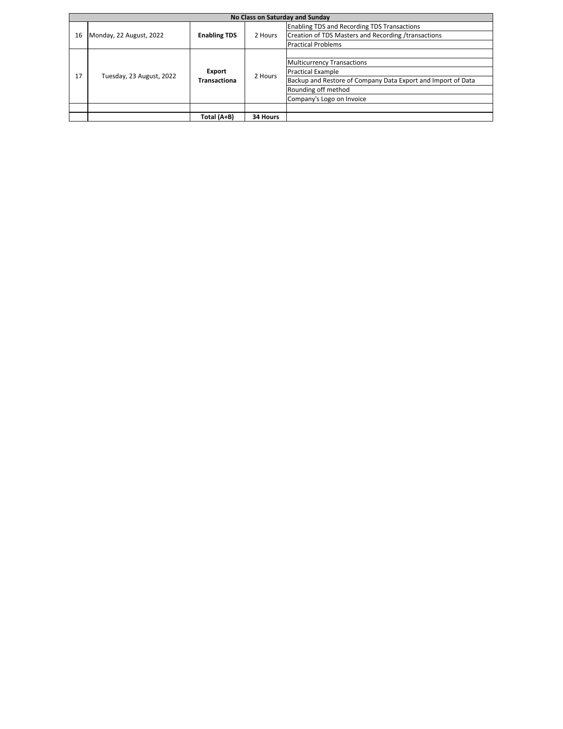| No Class on Saturday and Sunday | | | | |
|---|---|---|---|---|
| 16 | Monday, 22 August, 2022 | **Enabling TDS** | 2 Hours | Enabling TDS and Recording TDS Transactions |
| | | | | Creation of TDS Masters and Recording /transactions |
| | | | | Practical Problems |
| 17 | Tuesday, 23 August, 2022 | **Export Transactiona** | 2 Hours | |
| | | | | Multicurrency Transactions |
| | | | | Practical Example |
| | | | | Backup and Restore of Company Data Export and Import of Data |
| | | | | Rounding off method |
| | | | | Company's Logo on Invoice |
| | | | | |
| | | **Total (A+B)** | **34 Hours** | |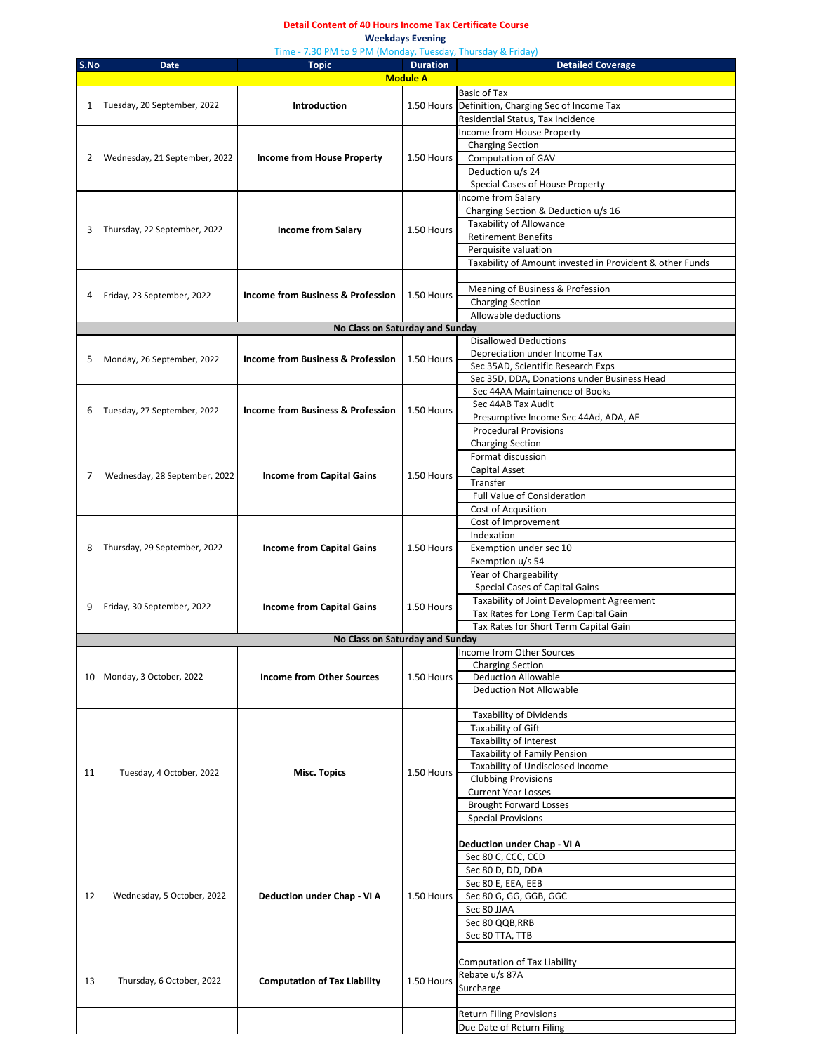**Detail Content of 40 Hours Income Tax Certificate Course**

**Weekdays Evening**

Time - 7.30 PM to 9 PM (Monday, Tuesday, Thursday & Friday)

| S.No | Date | Topic | Duration | Detailed Coverage |
|---|---|---|---|---|
| | | **Module A** | | |
| 1 | Tuesday, 20 September, 2022 | **Introduction** | 1.50 Hours | Basic of Tax |
| | | | | Definition, Charging Sec of Income Tax |
| | | | | Residential Status, Tax Incidence |
| 2 | Wednesday, 21 September, 2022 | **Income from House Property** | 1.50 Hours | Income from House Property |
| | | | | Charging Section |
| | | | | Computation of GAV |
| | | | | Deduction u/s 24 |
| | | | | Special Cases of House Property |
| 3 | Thursday, 22 September, 2022 | **Income from Salary** | 1.50 Hours | Income from Salary |
| | | | | Charging Section & Deduction u/s 16 |
| | | | | Taxability of Allowance |
| | | | | Retirement Benefits |
| | | | | Perquisite valuation |
| | | | | Taxability of Amount invested in Provident & other Funds |
| 4 | Friday, 23 September, 2022 | **Income from Business & Profession** | 1.50 Hours | |
| | | | | Meaning of Business & Profession |
| | | | | Charging Section |
| | | | | Allowable deductions |
| | | **No Class on Saturday and Sunday** | | |
| 5 | Monday, 26 September, 2022 | **Income from Business & Profession** | 1.50 Hours | Disallowed Deductions |
| | | | | Depreciation under Income Tax |
| | | | | Sec 35AD, Scientific Research Exps |
| | | | | Sec 35D, DDA, Donations under Business Head |
| 6 | Tuesday, 27 September, 2022 | **Income from Business & Profession** | 1.50 Hours | Sec 44AA Maintainence of Books |
| | | | | Sec 44AB Tax Audit |
| | | | | Presumptive Income Sec 44Ad, ADA, AE |
| | | | | Procedural Provisions |
| 7 | Wednesday, 28 September, 2022 | **Income from Capital Gains** | 1.50 Hours | Charging Section |
| | | | | Format discussion |
| | | | | Capital Asset |
| | | | | Transfer |
| | | | | Full Value of Consideration |
| | | | | Cost of Acqusition |
| 8 | Thursday, 29 September, 2022 | **Income from Capital Gains** | 1.50 Hours | Cost of Improvement |
| | | | | Indexation |
| | | | | Exemption under sec 10 |
| | | | | Exemption u/s 54 |
| | | | | Year of Chargeability |
| 9 | Friday, 30 September, 2022 | **Income from Capital Gains** | 1.50 Hours | Special Cases of Capital Gains |
| | | | | Taxability of Joint Development Agreement |
| | | | | Tax Rates for Long Term Capital Gain |
| | | | | Tax Rates for Short Term Capital Gain |
| | | **No Class on Saturday and Sunday** | | |
| 10 | Monday, 3 October, 2022 | **Income from Other Sources** | 1.50 Hours | Income from Other Sources |
| | | | | Charging Section |
| | | | | Deduction Allowable |
| | | | | Deduction Not Allowable |
| | | | | |
| 11 | Tuesday, 4 October, 2022 | **Misc. Topics** | 1.50 Hours | Taxability of Dividends |
| | | | | Taxability of Gift |
| | | | | Taxability of Interest |
| | | | | Taxability of Family Pension |
| | | | | Taxability of Undisclosed Income |
| | | | | Clubbing Provisions |
| | | | | Current Year Losses |
| | | | | Brought Forward Losses |
| | | | | Special Provisions |
| | | | | |
| 12 | Wednesday, 5 October, 2022 | **Deduction under Chap - VI A** | 1.50 Hours | **Deduction under Chap - VI A** |
| | | | | Sec 80 C, CCC, CCD |
| | | | | Sec 80 D, DD, DDA |
| | | | | Sec 80 E, EEA, EEB |
| | | | | Sec 80 G, GG, GGB, GGC |
| | | | | Sec 80 JJAA |
| | | | | Sec 80 QQB,RRB |
| | | | | Sec 80 TTA, TTB |
| | | | | |
| 13 | Thursday, 6 October, 2022 | **Computation of Tax Liability** | 1.50 Hours | Computation of Tax Liability |
| | | | | Rebate u/s 87A |
| | | | | Surcharge |
| | | | | |
| | | | | Return Filing Provisions |
| | | | | Due Date of Return Filing |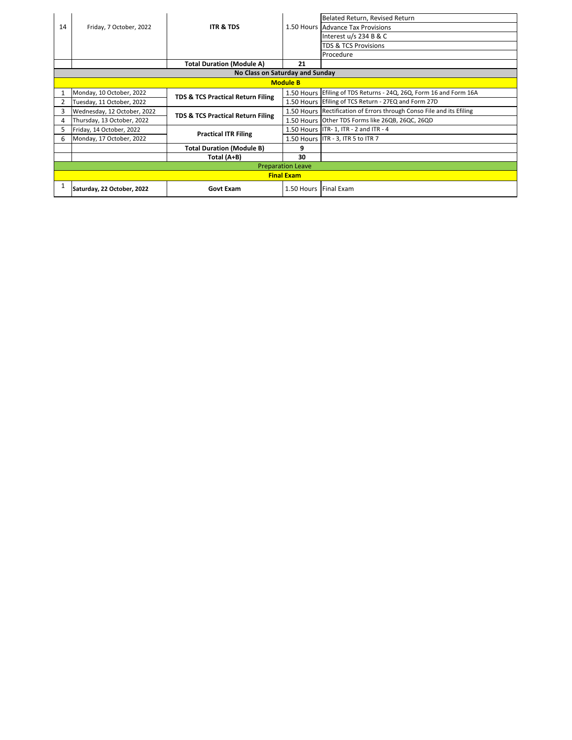| | | | | |
|---|---|---|---|---|
| 14 | Friday, 7 October, 2022 | **ITR & TDS** | 1.50 Hours | Belated Return, Revised Return |
| | | | | Advance Tax Provisions |
| | | | | Interest u/s 234 B & C |
| | | | | TDS & TCS Provisions |
| | | | | Procedure |
| | | **Total Duration (Module A)** | **21** | |
| **No Class on Saturday and Sunday** | | | | |
| **Module B** | | | | |
| 1 | Monday, 10 October, 2022 | **TDS & TCS Practical Return Filing** | 1.50 Hours | Efiling of TDS Returns - 24Q, 26Q, Form 16 and Form 16A |
| 2 | Tuesday, 11 October, 2022 | | 1.50 Hours | Efiling of TCS Return - 27EQ and Form 27D |
| 3 | Wednesday, 12 October, 2022 | **TDS & TCS Practical Return Filing** | 1.50 Hours | Rectification of Errors through Conso File and its Efiling |
| 4 | Thursday, 13 October, 2022 | | 1.50 Hours | Other TDS Forms like 26QB, 26QC, 26QD |
| 5 | Friday, 14 October, 2022 | **Practical ITR Filing** | 1.50 Hours | ITR- 1, ITR - 2 and ITR - 4 |
| 6 | Monday, 17 October, 2022 | | 1.50 Hours | ITR - 3, ITR 5 to ITR 7 |
| | | **Total Duration (Module B)** | **9** | |
| | | **Total (A+B)** | **30** | |
| Preparation Leave | | | | |
| **Final Exam** | | | | |
| 1 | **Saturday, 22 October, 2022** | **Govt Exam** | 1.50 Hours | Final Exam |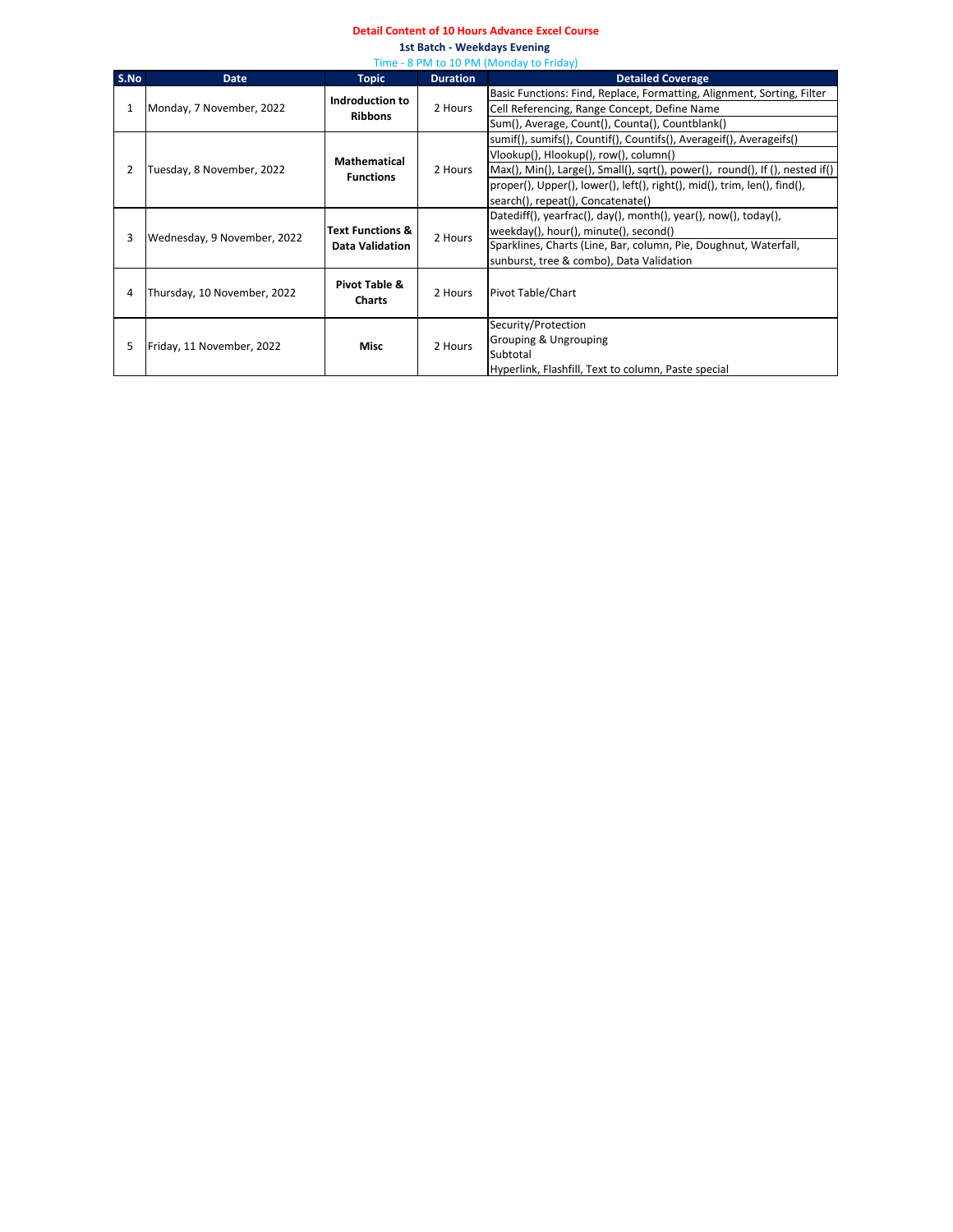**Detail Content of 10 Hours Advance Excel Course**

**1st Batch - Weekdays Evening**

Time - 8 PM to 10 PM (Monday to Friday)

| S.No | Date | Topic | Duration | Detailed Coverage |
|---|---|---|---|---|
| 1 | Monday, 7 November, 2022 | **Indroduction to Ribbons** | 2 Hours | Basic Functions: Find, Replace, Formatting, Alignment, Sorting, Filter |
| | | | | Cell Referencing, Range Concept, Define Name |
| | | | | Sum(), Average, Count(), Counta(), Countblank() |
| 2 | Tuesday, 8 November, 2022 | **Mathematical Functions** | 2 Hours | sumif(), sumifs(), Countif(), Countifs(), Averageif(), Averageifs() |
| | | | | Vlookup(), Hlookup(), row(), column() |
| | | | | Max(), Min(), Large(), Small(), sqrt(), power(), round(), If (), nested if() |
| | | | | proper(), Upper(), lower(), left(), right(), mid(), trim, len(), find(), search(), repeat(), Concatenate() |
| 3 | Wednesday, 9 November, 2022 | **Text Functions & Data Validation** | 2 Hours | Datediff(), yearfrac(), day(), month(), year(), now(), today(), weekday(), hour(), minute(), second() |
| | | | | Sparklines, Charts (Line, Bar, column, Pie, Doughnut, Waterfall, sunburst, tree & combo), Data Validation |
| 4 | Thursday, 10 November, 2022 | **Pivot Table & Charts** | 2 Hours | Pivot Table/Chart |
| 5 | Friday, 11 November, 2022 | **Misc** | 2 Hours | Security/Protection<br>Grouping & Ungrouping<br>Subtotal<br>Hyperlink, Flashfill, Text to column, Paste special |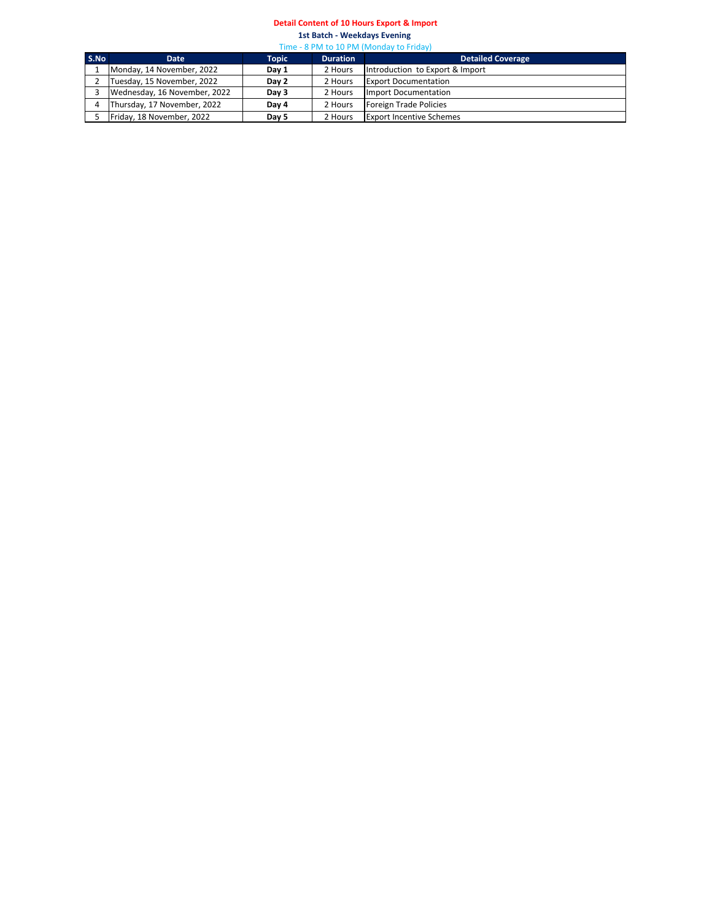# Detail Content of 10 Hours Export & Import

## 1st Batch - Weekdays Evening

Time - 8 PM to 10 PM (Monday to Friday)

| S.No | Date | Topic | Duration | Detailed Coverage |
|---|---|---|---|---|
| 1 | Monday, 14 November, 2022 | **Day 1** | 2 Hours | Introduction to Export & Import |
| 2 | Tuesday, 15 November, 2022 | **Day 2** | 2 Hours | Export Documentation |
| 3 | Wednesday, 16 November, 2022 | **Day 3** | 2 Hours | Import Documentation |
| 4 | Thursday, 17 November, 2022 | **Day 4** | 2 Hours | Foreign Trade Policies |
| 5 | Friday, 18 November, 2022 | **Day 5** | 2 Hours | Export Incentive Schemes |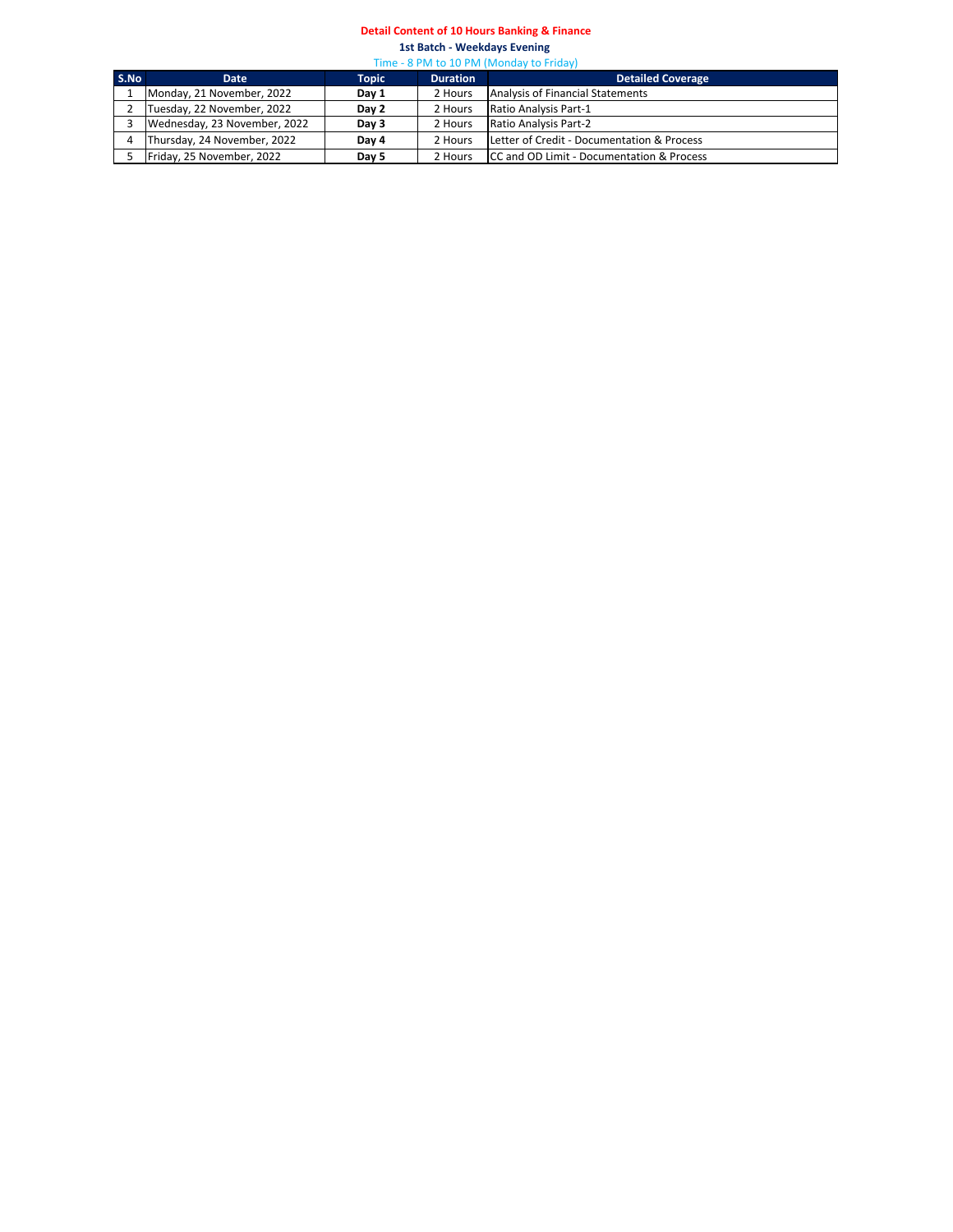**Detail Content of 10 Hours Banking & Finance**

**1st Batch - Weekdays Evening**

Time - 8 PM to 10 PM (Monday to Friday)

| S.No | Date | Topic | Duration | Detailed Coverage |
|---|---|---|---|---|
| 1 | Monday, 21 November, 2022 | **Day 1** | 2 Hours | Analysis of Financial Statements |
| 2 | Tuesday, 22 November, 2022 | **Day 2** | 2 Hours | Ratio Analysis Part-1 |
| 3 | Wednesday, 23 November, 2022 | **Day 3** | 2 Hours | Ratio Analysis Part-2 |
| 4 | Thursday, 24 November, 2022 | **Day 4** | 2 Hours | Letter of Credit - Documentation & Process |
| 5 | Friday, 25 November, 2022 | **Day 5** | 2 Hours | CC and OD Limit - Documentation & Process |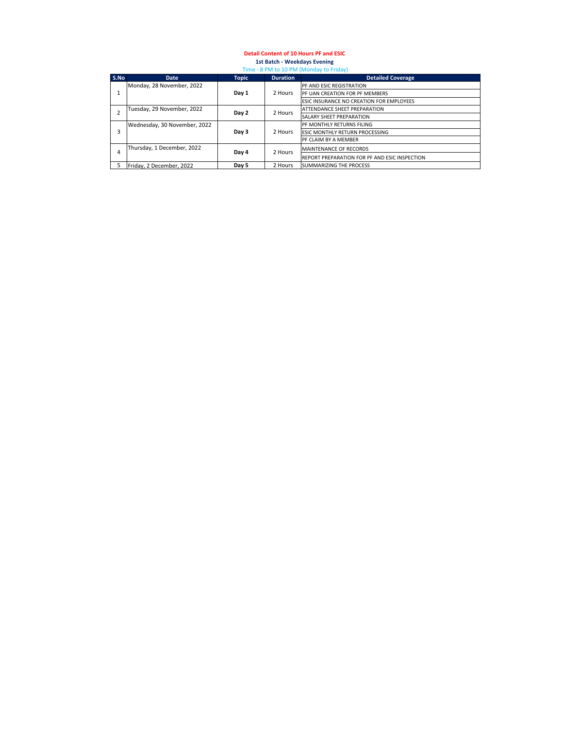**Detail Content of 10 Hours PF and ESIC**

**1st Batch - Weekdays Evening**

Time - 8 PM to 10 PM (Monday to Friday)

| S.No | Date | Topic | Duration | Detailed Coverage |
|---|---|---|---|---|
| 1 | Monday, 28 November, 2022 | **Day 1** | 2 Hours | PF AND ESIC REGISTRATION |
| | | | | PF UAN CREATION FOR PF MEMBERS |
| | | | | ESIC INSURANCE NO CREATION FOR EMPLOYEES |
| 2 | Tuesday, 29 November, 2022 | **Day 2** | 2 Hours | ATTENDANCE SHEET PREPARATION |
| | | | | SALARY SHEET PREPARATION |
| 3 | Wednesday, 30 November, 2022 | **Day 3** | 2 Hours | PF MONTHLY RETURNS FILING |
| | | | | ESIC MONTHLY RETURN PROCESSING |
| | | | | PF CLAIM BY A MEMBER |
| 4 | Thursday, 1 December, 2022 | **Day 4** | 2 Hours | MAINTENANCE OF RECORDS |
| | | | | REPORT PREPARATION FOR PF AND ESIC INSPECTION |
| 5 | Friday, 2 December, 2022 | **Day 5** | 2 Hours | SUMMARIZING THE PROCESS |